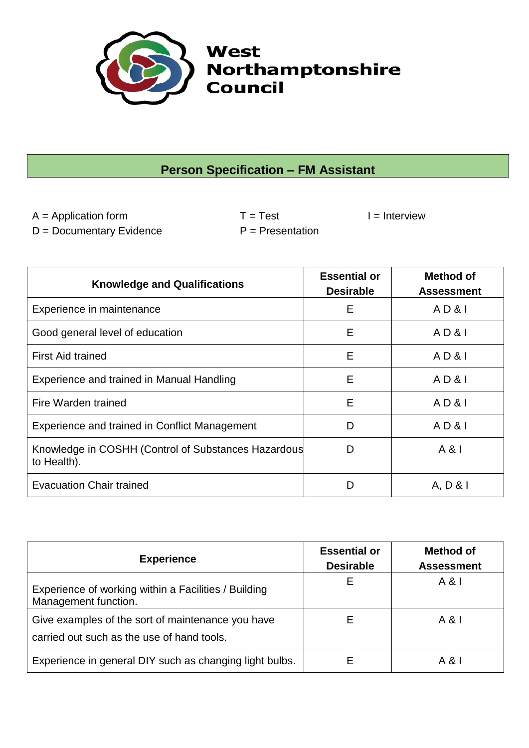West Northamptonshire Council

## Person Specification – FM Assistant

A = Application form  
D = Documentary Evidence  
T = Test  
P = Presentation  
I = Interview

| Knowledge and Qualifications | Essential or Desirable | Method of Assessment |
|---|---|---|
| Experience in maintenance | E | A D & I |
| Good general level of education | E | A D & I |
| First Aid trained | E | A D & I |
| Experience and trained in Manual Handling | E | A D & I |
| Fire Warden trained | E | A D & I |
| Experience and trained in Conflict Management | D | A D & I |
| Knowledge in COSHH (Control of Substances Hazardous to Health). | D | A & I |
| Evacuation Chair trained | D | A, D & I |

| Experience | Essential or Desirable | Method of Assessment |
|---|---|---|
| Experience of working within a Facilities / Building Management function. | E | A & I |
| Give examples of the sort of maintenance you have carried out such as the use of hand tools. | E | A & I |
| Experience in general DIY such as changing light bulbs. | E | A & I |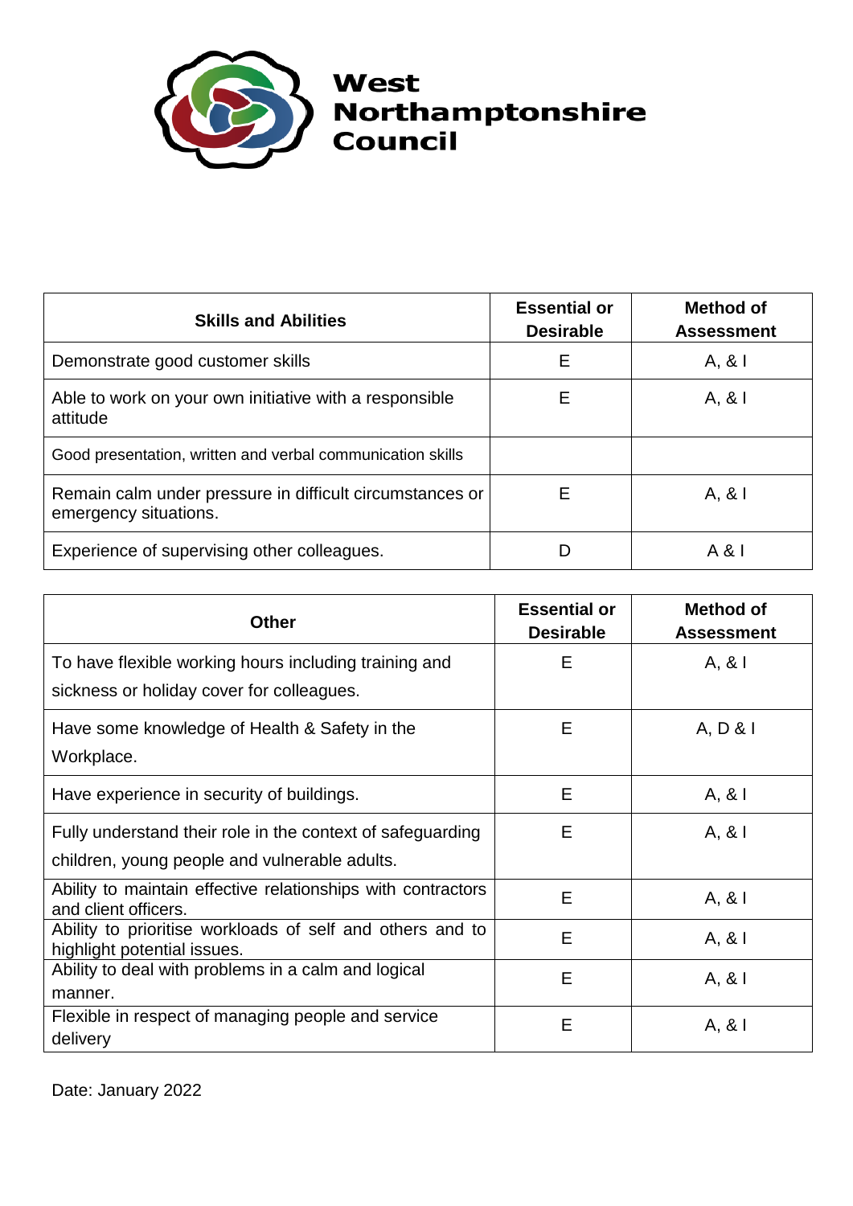**West Northamptonshire Council**

| Skills and Abilities | Essential or Desirable | Method of Assessment |
|---|---|---|
| Demonstrate good customer skills | E | A, & I |
| Able to work on your own initiative with a responsible attitude | E | A, & I |
| Good presentation, written and verbal communication skills | | |
| Remain calm under pressure in difficult circumstances or emergency situations. | E | A, & I |
| Experience of supervising other colleagues. | D | A & I |

| Other | Essential or Desirable | Method of Assessment |
|---|---|---|
| To have flexible working hours including training and sickness or holiday cover for colleagues. | E | A, & I |
| Have some knowledge of Health & Safety in the Workplace. | E | A, D & I |
| Have experience in security of buildings. | E | A, & I |
| Fully understand their role in the context of safeguarding children, young people and vulnerable adults. | E | A, & I |
| Ability to maintain effective relationships with contractors and client officers. | E | A, & I |
| Ability to prioritise workloads of self and others and to highlight potential issues. | E | A, & I |
| Ability to deal with problems in a calm and logical manner. | E | A, & I |
| Flexible in respect of managing people and service delivery | E | A, & I |

Date: January 2022